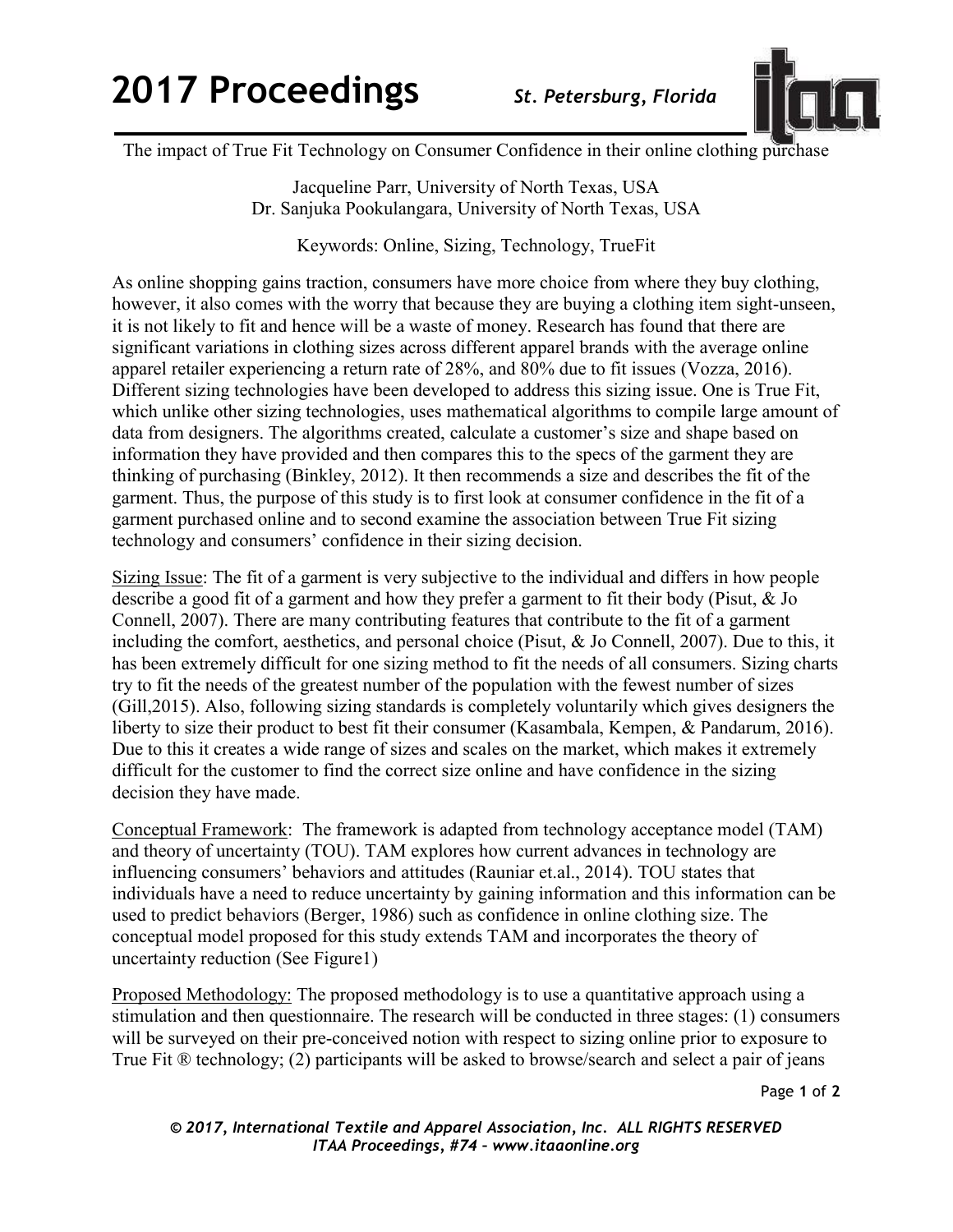The impact of True Fit Technology on Consumer Confidence in their online clothing purchase

Jacqueline Parr, University of North Texas, USA
Dr. Sanjuka Pookulangara, University of North Texas, USA

Keywords: Online, Sizing, Technology, TrueFit

As online shopping gains traction, consumers have more choice from where they buy clothing, however, it also comes with the worry that because they are buying a clothing item sight-unseen, it is not likely to fit and hence will be a waste of money. Research has found that there are significant variations in clothing sizes across different apparel brands with the average online apparel retailer experiencing a return rate of 28%, and 80% due to fit issues (Vozza, 2016). Different sizing technologies have been developed to address this sizing issue. One is True Fit, which unlike other sizing technologies, uses mathematical algorithms to compile large amount of data from designers. The algorithms created, calculate a customer's size and shape based on information they have provided and then compares this to the specs of the garment they are thinking of purchasing (Binkley, 2012). It then recommends a size and describes the fit of the garment. Thus, the purpose of this study is to first look at consumer confidence in the fit of a garment purchased online and to second examine the association between True Fit sizing technology and consumers' confidence in their sizing decision.

Sizing Issue: The fit of a garment is very subjective to the individual and differs in how people describe a good fit of a garment and how they prefer a garment to fit their body (Pisut, & Jo Connell, 2007). There are many contributing features that contribute to the fit of a garment including the comfort, aesthetics, and personal choice (Pisut, & Jo Connell, 2007). Due to this, it has been extremely difficult for one sizing method to fit the needs of all consumers. Sizing charts try to fit the needs of the greatest number of the population with the fewest number of sizes (Gill,2015). Also, following sizing standards is completely voluntarily which gives designers the liberty to size their product to best fit their consumer (Kasambala, Kempen, & Pandarum, 2016). Due to this it creates a wide range of sizes and scales on the market, which makes it extremely difficult for the customer to find the correct size online and have confidence in the sizing decision they have made.

Conceptual Framework: The framework is adapted from technology acceptance model (TAM) and theory of uncertainty (TOU). TAM explores how current advances in technology are influencing consumers' behaviors and attitudes (Rauniar et.al., 2014). TOU states that individuals have a need to reduce uncertainty by gaining information and this information can be used to predict behaviors (Berger, 1986) such as confidence in online clothing size. The conceptual model proposed for this study extends TAM and incorporates the theory of uncertainty reduction (See Figure1)

Proposed Methodology: The proposed methodology is to use a quantitative approach using a stimulation and then questionnaire. The research will be conducted in three stages: (1) consumers will be surveyed on their pre-conceived notion with respect to sizing online prior to exposure to True Fit ® technology; (2) participants will be asked to browse/search and select a pair of jeans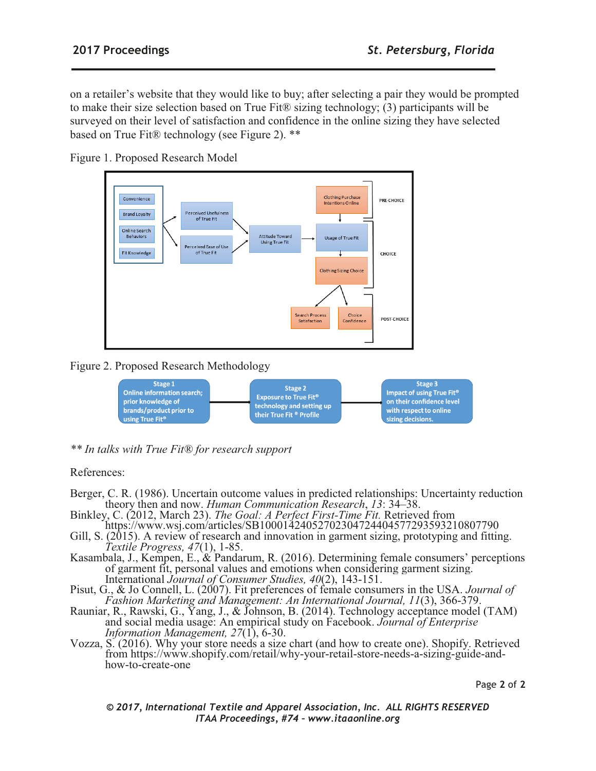on a retailer's website that they would like to buy; after selecting a pair they would be prompted to make their size selection based on True Fit® sizing technology; (3) participants will be surveyed on their level of satisfaction and confidence in the online sizing they have selected based on True Fit® technology (see Figure 2). **

Figure 1. Proposed Research Model

Convenience
Brand Loyalty
Online Search Behaviors
Fit Knowledge
Perceived Usefulness of True Fit
Perceived Ease of Use of True Fit
Attitude Toward Using True Fit
Clothing Purchase Intentions Online
Usage of True Fit
Clothing Sizing Choice
Search Process Satisfaction
Choice Confidence
PRE-CHOICE
CHOICE
POST-CHOICE

Figure 2. Proposed Research Methodology

Stage 1
Online information search; prior knowledge of brands/product prior to using True Fit®

Stage 2
Exposure to True Fit® technology and setting up their True Fit ® Profile

Stage 3
Impact of using True Fit® on their confidence level with respect to online sizing decisions.

*** In talks with True Fit® for research support*

References:

Berger, C. R. (1986). Uncertain outcome values in predicted relationships: Uncertainty reduction theory then and now. *Human Communication Research*, *13*: 34–38.

Binkley, C. (2012, March 23). *The Goal: A Perfect First-Time Fit.* Retrieved from https://www.wsj.com/articles/SB10001424052702304724404577293593210807790

Gill, S. (2015). A review of research and innovation in garment sizing, prototyping and fitting. *Textile Progress, 47*(1), 1-85.

Kasambala, J., Kempen, E., & Pandarum, R. (2016). Determining female consumers' perceptions of garment fit, personal values and emotions when considering garment sizing. International *Journal of Consumer Studies, 40*(2), 143-151.

Pisut, G., & Jo Connell, L. (2007). Fit preferences of female consumers in the USA. *Journal of Fashion Marketing and Management: An International Journal, 11*(3), 366-379.

Rauniar, R., Rawski, G., Yang, J., & Johnson, B. (2014). Technology acceptance model (TAM) and social media usage: An empirical study on Facebook. *Journal of Enterprise Information Management, 27*(1), 6-30.

Vozza, S. (2016). Why your store needs a size chart (and how to create one). Shopify. Retrieved from https://www.shopify.com/retail/why-your-retail-store-needs-a-sizing-guide-and-how-to-create-one